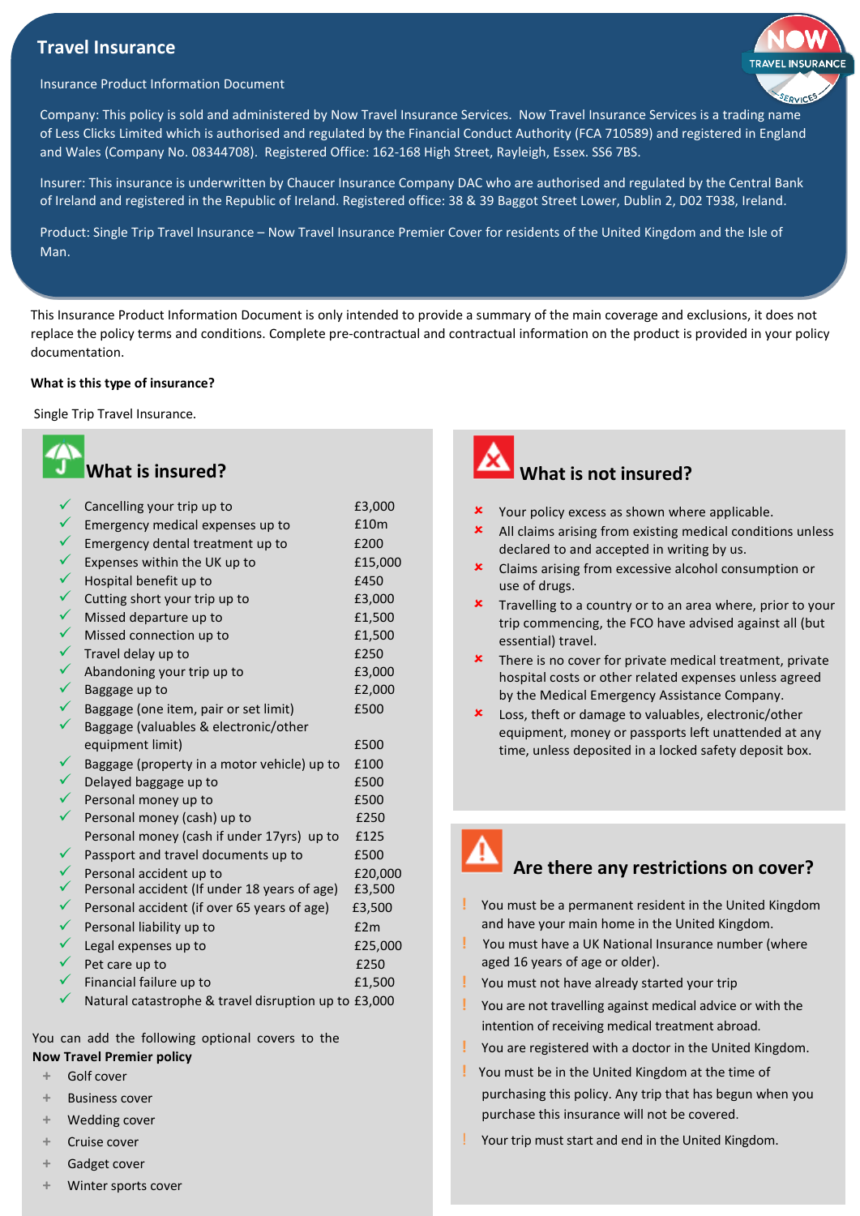# Travel Insurance

Insurance Product Information Document

Company: This policy is sold and administered by Now Travel Insurance Services. Now Travel Insurance Services is a trading name of Less Clicks Limited which is authorised and regulated by the Financial Conduct Authority (FCA 710589) and registered in England and Wales (Company No. 08344708). Registered Office: 162-168 High Street, Rayleigh, Essex. SS6 7BS.

Insurer: This insurance is underwritten by Chaucer Insurance Company DAC who are authorised and regulated by the Central Bank of Ireland and registered in the Republic of Ireland. Registered office: 38 & 39 Baggot Street Lower, Dublin 2, D02 T938, Ireland.

Product: Single Trip Travel Insurance – Now Travel Insurance Premier Cover for residents of the United Kingdom and the Isle of Man.

This Insurance Product Information Document is only intended to provide a summary of the main coverage and exclusions, it does not replace the policy terms and conditions. Complete pre-contractual and contractual information on the product is provided in your policy documentation.

**What is this type of insurance?**

Single Trip Travel Insurance.

## What is insured?

| Cover | Limit |
|---|---|
| ✓ Cancelling your trip up to | £3,000 |
| ✓ Emergency medical expenses up to | £10m |
| ✓ Emergency dental treatment up to | £200 |
| ✓ Expenses within the UK up to | £15,000 |
| ✓ Hospital benefit up to | £450 |
| ✓ Cutting short your trip up to | £3,000 |
| ✓ Missed departure up to | £1,500 |
| ✓ Missed connection up to | £1,500 |
| ✓ Travel delay up to | £250 |
| ✓ Abandoning your trip up to | £3,000 |
| ✓ Baggage up to | £2,000 |
| ✓ Baggage (one item, pair or set limit) | £500 |
| ✓ Baggage (valuables & electronic/other equipment limit) | £500 |
| ✓ Baggage (property in a motor vehicle) up to | £100 |
| ✓ Delayed baggage up to | £500 |
| ✓ Personal money up to | £500 |
| ✓ Personal money (cash) up to | £250 |
| Personal money (cash if under 17yrs) up to | £125 |
| ✓ Passport and travel documents up to | £500 |
| ✓ Personal accident up to | £20,000 |
| ✓ Personal accident (If under 18 years of age) | £3,500 |
| ✓ Personal accident (if over 65 years of age) | £3,500 |
| ✓ Personal liability up to | £2m |
| ✓ Legal expenses up to | £25,000 |
| ✓ Pet care up to | £250 |
| ✓ Financial failure up to | £1,500 |
| ✓ Natural catastrophe & travel disruption up to | £3,000 |

You can add the following optional covers to the **Now Travel Premier policy**

+ Golf cover
+ Business cover
+ Wedding cover
+ Cruise cover
+ Gadget cover
+ Winter sports cover

## What is not insured?

- ✗ Your policy excess as shown where applicable.
- ✗ All claims arising from existing medical conditions unless declared to and accepted in writing by us.
- ✗ Claims arising from excessive alcohol consumption or use of drugs.
- ✗ Travelling to a country or to an area where, prior to your trip commencing, the FCO have advised against all (but essential) travel.
- ✗ There is no cover for private medical treatment, private hospital costs or other related expenses unless agreed by the Medical Emergency Assistance Company.
- ✗ Loss, theft or damage to valuables, electronic/other equipment, money or passports left unattended at any time, unless deposited in a locked safety deposit box.

## Are there any restrictions on cover?

- ! You must be a permanent resident in the United Kingdom and have your main home in the United Kingdom.
- ! You must have a UK National Insurance number (where aged 16 years of age or older).
- ! You must not have already started your trip
- ! You are not travelling against medical advice or with the intention of receiving medical treatment abroad.
- ! You are registered with a doctor in the United Kingdom.
- ! You must be in the United Kingdom at the time of purchasing this policy. Any trip that has begun when you purchase this insurance will not be covered.
- ! Your trip must start and end in the United Kingdom.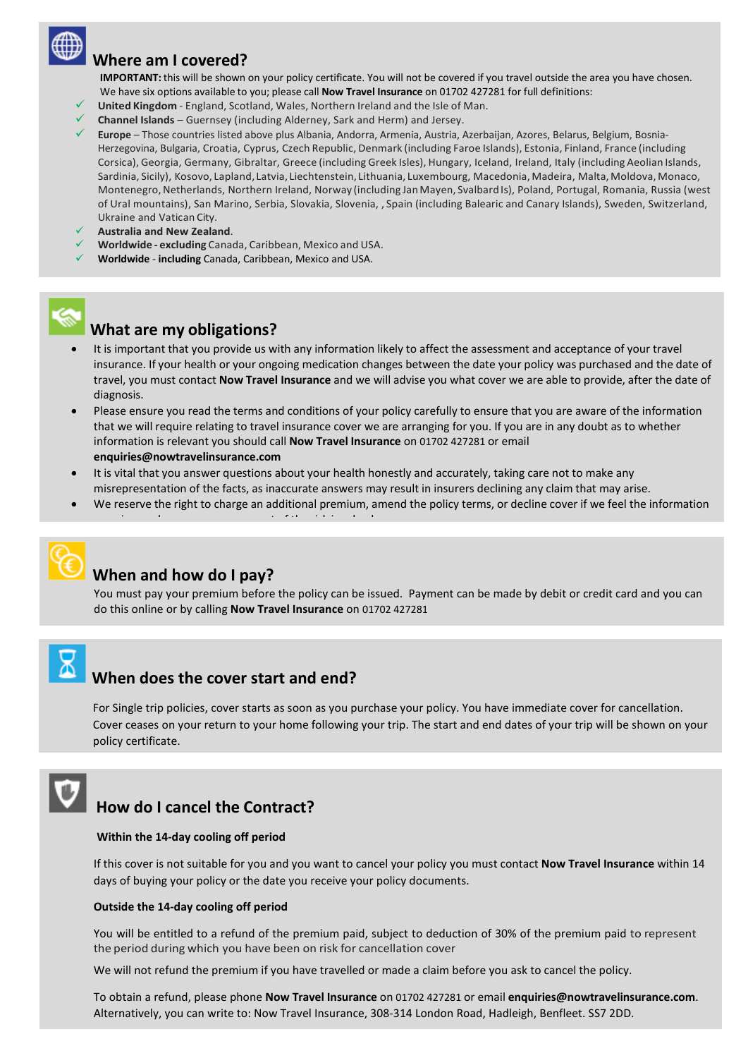## Where am I covered?

**IMPORTANT:** this will be shown on your policy certificate. You will not be covered if you travel outside the area you have chosen. We have six options available to you; please call **Now Travel Insurance** on 01702 427281 for full definitions:

- ✓ **United Kingdom** - England, Scotland, Wales, Northern Ireland and the Isle of Man.
- ✓ **Channel Islands** – Guernsey (including Alderney, Sark and Herm) and Jersey.
- ✓ **Europe** – Those countries listed above plus Albania, Andorra, Armenia, Austria, Azerbaijan, Azores, Belarus, Belgium, Bosnia-Herzegovina, Bulgaria, Croatia, Cyprus, Czech Republic, Denmark (including Faroe Islands), Estonia, Finland, France (including Corsica), Georgia, Germany, Gibraltar, Greece (including Greek Isles), Hungary, Iceland, Ireland, Italy (including Aeolian Islands, Sardinia, Sicily), Kosovo, Lapland, Latvia, Liechtenstein, Lithuania, Luxembourg, Macedonia, Madeira, Malta, Moldova, Monaco, Montenegro, Netherlands, Northern Ireland, Norway (including Jan Mayen, Svalbard Is), Poland, Portugal, Romania, Russia (west of Ural mountains), San Marino, Serbia, Slovakia, Slovenia, , Spain (including Balearic and Canary Islands), Sweden, Switzerland, Ukraine and Vatican City.
- ✓ **Australia and New Zealand**.
- ✓ **Worldwide - excluding** Canada, Caribbean, Mexico and USA.
- ✓ **Worldwide** - **including** Canada, Caribbean, Mexico and USA.

## What are my obligations?

- It is important that you provide us with any information likely to affect the assessment and acceptance of your travel insurance. If your health or your ongoing medication changes between the date your policy was purchased and the date of travel, you must contact **Now Travel Insurance** and we will advise you what cover we are able to provide, after the date of diagnosis.
- Please ensure you read the terms and conditions of your policy carefully to ensure that you are aware of the information that we will require relating to travel insurance cover we are arranging for you. If you are in any doubt as to whether information is relevant you should call **Now Travel Insurance** on 01702 427281 or email **enquiries@nowtravelinsurance.com**
- It is vital that you answer questions about your health honestly and accurately, taking care not to make any misrepresentation of the facts, as inaccurate answers may result in insurers declining any claim that may arise.
- We reserve the right to charge an additional premium, amend the policy terms, or decline cover if we feel the information

## When and how do I pay?

You must pay your premium before the policy can be issued. Payment can be made by debit or credit card and you can do this online or by calling **Now Travel Insurance** on 01702 427281

## When does the cover start and end?

For Single trip policies, cover starts as soon as you purchase your policy. You have immediate cover for cancellation. Cover ceases on your return to your home following your trip. The start and end dates of your trip will be shown on your policy certificate.

## How do I cancel the Contract?

**Within the 14-day cooling off period**

If this cover is not suitable for you and you want to cancel your policy you must contact **Now Travel Insurance** within 14 days of buying your policy or the date you receive your policy documents.

**Outside the 14-day cooling off period**

You will be entitled to a refund of the premium paid, subject to deduction of 30% of the premium paid to represent the period during which you have been on risk for cancellation cover

We will not refund the premium if you have travelled or made a claim before you ask to cancel the policy.

To obtain a refund, please phone **Now Travel Insurance** on 01702 427281 or email **enquiries@nowtravelinsurance.com**. Alternatively, you can write to: Now Travel Insurance, 308-314 London Road, Hadleigh, Benfleet. SS7 2DD.